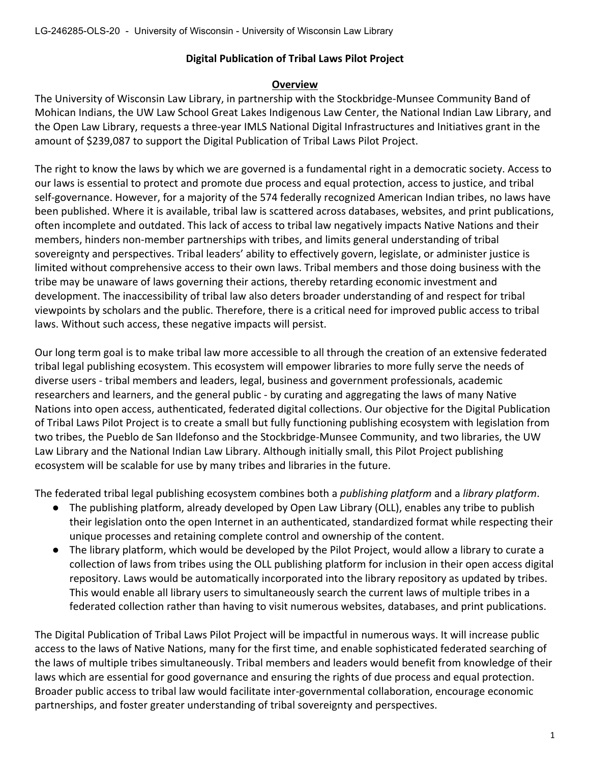**Digital Publication of Tribal Laws Pilot Project**

**Overview**

The University of Wisconsin Law Library, in partnership with the Stockbridge-Munsee Community Band of Mohican Indians, the UW Law School Great Lakes Indigenous Law Center, the National Indian Law Library, and the Open Law Library, requests a three-year IMLS National Digital Infrastructures and Initiatives grant in the amount of $239,087 to support the Digital Publication of Tribal Laws Pilot Project.

The right to know the laws by which we are governed is a fundamental right in a democratic society. Access to our laws is essential to protect and promote due process and equal protection, access to justice, and tribal self-governance. However, for a majority of the 574 federally recognized American Indian tribes, no laws have been published. Where it is available, tribal law is scattered across databases, websites, and print publications, often incomplete and outdated. This lack of access to tribal law negatively impacts Native Nations and their members, hinders non-member partnerships with tribes, and limits general understanding of tribal sovereignty and perspectives. Tribal leaders' ability to effectively govern, legislate, or administer justice is limited without comprehensive access to their own laws. Tribal members and those doing business with the tribe may be unaware of laws governing their actions, thereby retarding economic investment and development. The inaccessibility of tribal law also deters broader understanding of and respect for tribal viewpoints by scholars and the public. Therefore, there is a critical need for improved public access to tribal laws. Without such access, these negative impacts will persist.

Our long term goal is to make tribal law more accessible to all through the creation of an extensive federated tribal legal publishing ecosystem. This ecosystem will empower libraries to more fully serve the needs of diverse users - tribal members and leaders, legal, business and government professionals, academic researchers and learners, and the general public - by curating and aggregating the laws of many Native Nations into open access, authenticated, federated digital collections. Our objective for the Digital Publication of Tribal Laws Pilot Project is to create a small but fully functioning publishing ecosystem with legislation from two tribes, the Pueblo de San Ildefonso and the Stockbridge-Munsee Community, and two libraries, the UW Law Library and the National Indian Law Library. Although initially small, this Pilot Project publishing ecosystem will be scalable for use by many tribes and libraries in the future.

The federated tribal legal publishing ecosystem combines both a *publishing platform* and a *library platform*.

- The publishing platform, already developed by Open Law Library (OLL), enables any tribe to publish their legislation onto the open Internet in an authenticated, standardized format while respecting their unique processes and retaining complete control and ownership of the content.
- The library platform, which would be developed by the Pilot Project, would allow a library to curate a collection of laws from tribes using the OLL publishing platform for inclusion in their open access digital repository. Laws would be automatically incorporated into the library repository as updated by tribes. This would enable all library users to simultaneously search the current laws of multiple tribes in a federated collection rather than having to visit numerous websites, databases, and print publications.

The Digital Publication of Tribal Laws Pilot Project will be impactful in numerous ways. It will increase public access to the laws of Native Nations, many for the first time, and enable sophisticated federated searching of the laws of multiple tribes simultaneously. Tribal members and leaders would benefit from knowledge of their laws which are essential for good governance and ensuring the rights of due process and equal protection. Broader public access to tribal law would facilitate inter-governmental collaboration, encourage economic partnerships, and foster greater understanding of tribal sovereignty and perspectives.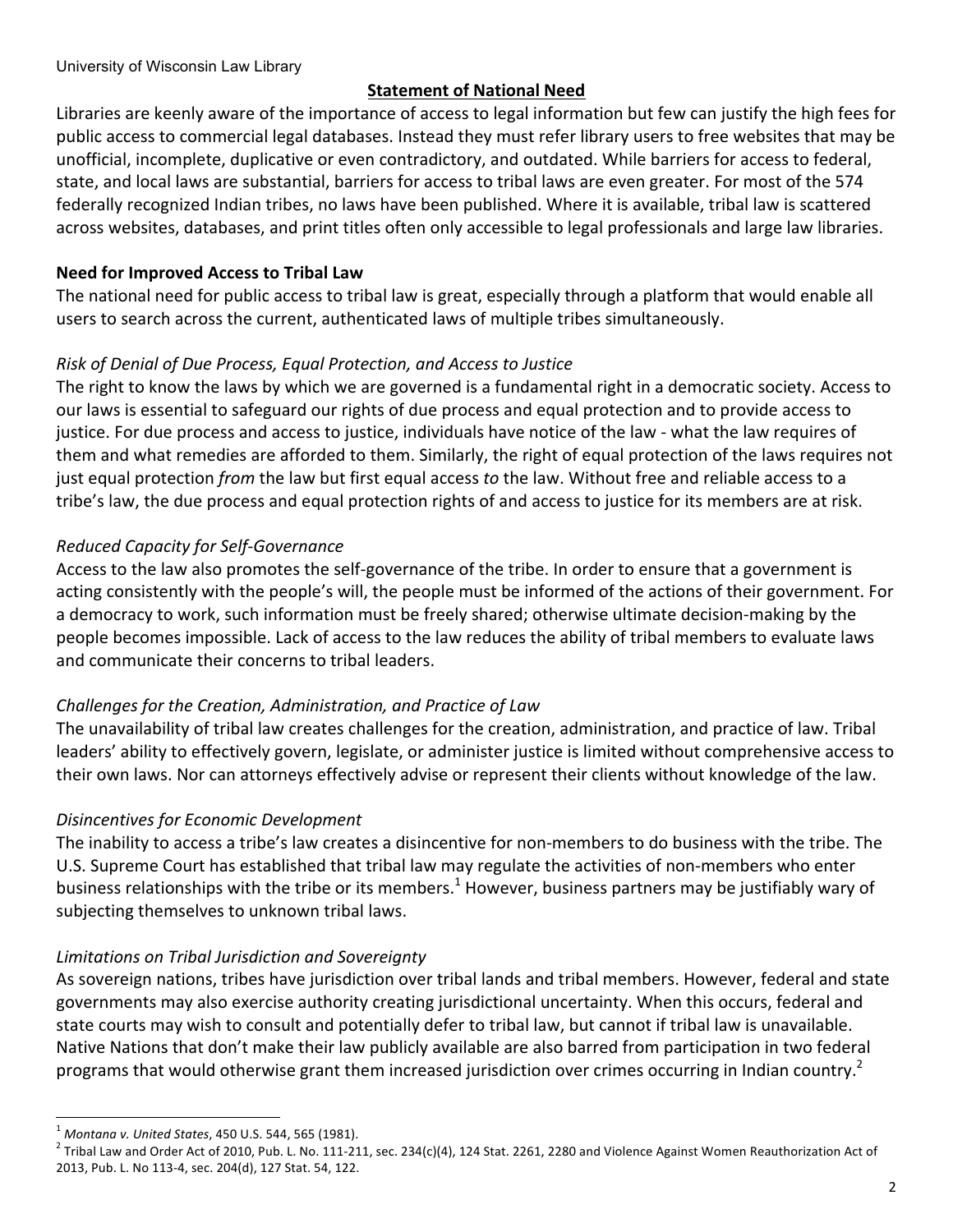## Statement of National Need

Libraries are keenly aware of the importance of access to legal information but few can justify the high fees for public access to commercial legal databases. Instead they must refer library users to free websites that may be unofficial, incomplete, duplicative or even contradictory, and outdated. While barriers for access to federal, state, and local laws are substantial, barriers for access to tribal laws are even greater. For most of the 574 federally recognized Indian tribes, no laws have been published. Where it is available, tribal law is scattered across websites, databases, and print titles often only accessible to legal professionals and large law libraries.

### Need for Improved Access to Tribal Law

The national need for public access to tribal law is great, especially through a platform that would enable all users to search across the current, authenticated laws of multiple tribes simultaneously.

*Risk of Denial of Due Process, Equal Protection, and Access to Justice*

The right to know the laws by which we are governed is a fundamental right in a democratic society. Access to our laws is essential to safeguard our rights of due process and equal protection and to provide access to justice. For due process and access to justice, individuals have notice of the law - what the law requires of them and what remedies are afforded to them. Similarly, the right of equal protection of the laws requires not just equal protection *from* the law but first equal access *to* the law. Without free and reliable access to a tribe's law, the due process and equal protection rights of and access to justice for its members are at risk.

*Reduced Capacity for Self-Governance*

Access to the law also promotes the self-governance of the tribe. In order to ensure that a government is acting consistently with the people's will, the people must be informed of the actions of their government. For a democracy to work, such information must be freely shared; otherwise ultimate decision-making by the people becomes impossible. Lack of access to the law reduces the ability of tribal members to evaluate laws and communicate their concerns to tribal leaders.

*Challenges for the Creation, Administration, and Practice of Law*

The unavailability of tribal law creates challenges for the creation, administration, and practice of law. Tribal leaders' ability to effectively govern, legislate, or administer justice is limited without comprehensive access to their own laws. Nor can attorneys effectively advise or represent their clients without knowledge of the law.

*Disincentives for Economic Development*

The inability to access a tribe's law creates a disincentive for non-members to do business with the tribe. The U.S. Supreme Court has established that tribal law may regulate the activities of non-members who enter business relationships with the tribe or its members.[1] However, business partners may be justifiably wary of subjecting themselves to unknown tribal laws.

*Limitations on Tribal Jurisdiction and Sovereignty*

As sovereign nations, tribes have jurisdiction over tribal lands and tribal members. However, federal and state governments may also exercise authority creating jurisdictional uncertainty. When this occurs, federal and state courts may wish to consult and potentially defer to tribal law, but cannot if tribal law is unavailable. Native Nations that don't make their law publicly available are also barred from participation in two federal programs that would otherwise grant them increased jurisdiction over crimes occurring in Indian country.[2]

---

[1] *Montana v. United States*, 450 U.S. 544, 565 (1981).

[2] Tribal Law and Order Act of 2010, Pub. L. No. 111-211, sec. 234(c)(4), 124 Stat. 2261, 2280 and Violence Against Women Reauthorization Act of 2013, Pub. L. No 113-4, sec. 204(d), 127 Stat. 54, 122.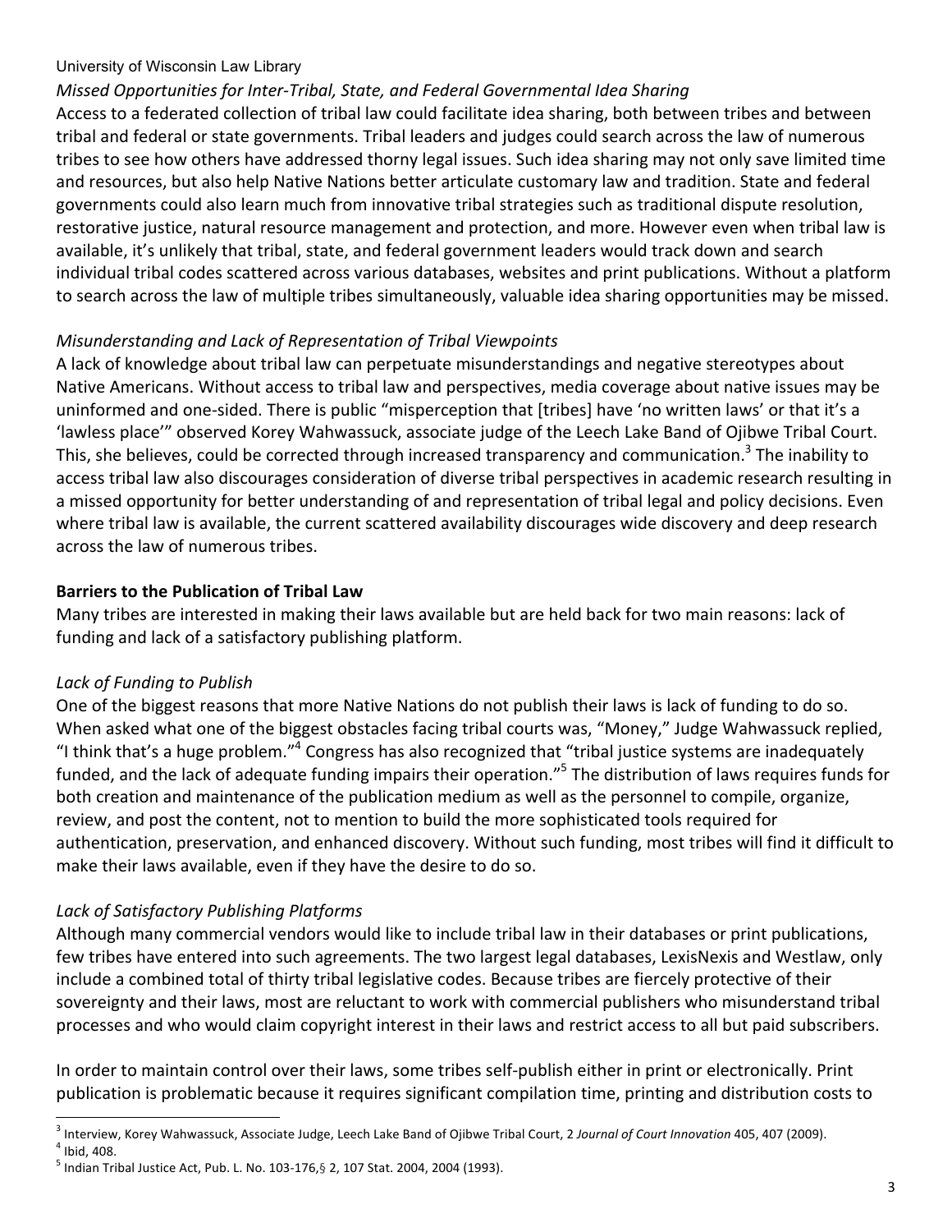*Missed Opportunities for Inter-Tribal, State, and Federal Governmental Idea Sharing*

Access to a federated collection of tribal law could facilitate idea sharing, both between tribes and between tribal and federal or state governments. Tribal leaders and judges could search across the law of numerous tribes to see how others have addressed thorny legal issues. Such idea sharing may not only save limited time and resources, but also help Native Nations better articulate customary law and tradition. State and federal governments could also learn much from innovative tribal strategies such as traditional dispute resolution, restorative justice, natural resource management and protection, and more. However even when tribal law is available, it's unlikely that tribal, state, and federal government leaders would track down and search individual tribal codes scattered across various databases, websites and print publications. Without a platform to search across the law of multiple tribes simultaneously, valuable idea sharing opportunities may be missed.

*Misunderstanding and Lack of Representation of Tribal Viewpoints*

A lack of knowledge about tribal law can perpetuate misunderstandings and negative stereotypes about Native Americans. Without access to tribal law and perspectives, media coverage about native issues may be uninformed and one-sided. There is public "misperception that [tribes] have 'no written laws' or that it's a 'lawless place'" observed Korey Wahwassuck, associate judge of the Leech Lake Band of Ojibwe Tribal Court. This, she believes, could be corrected through increased transparency and communication.[3] The inability to access tribal law also discourages consideration of diverse tribal perspectives in academic research resulting in a missed opportunity for better understanding of and representation of tribal legal and policy decisions. Even where tribal law is available, the current scattered availability discourages wide discovery and deep research across the law of numerous tribes.

**Barriers to the Publication of Tribal Law**

Many tribes are interested in making their laws available but are held back for two main reasons: lack of funding and lack of a satisfactory publishing platform.

*Lack of Funding to Publish*

One of the biggest reasons that more Native Nations do not publish their laws is lack of funding to do so. When asked what one of the biggest obstacles facing tribal courts was, "Money," Judge Wahwassuck replied, "I think that's a huge problem."[4] Congress has also recognized that "tribal justice systems are inadequately funded, and the lack of adequate funding impairs their operation."[5] The distribution of laws requires funds for both creation and maintenance of the publication medium as well as the personnel to compile, organize, review, and post the content, not to mention to build the more sophisticated tools required for authentication, preservation, and enhanced discovery. Without such funding, most tribes will find it difficult to make their laws available, even if they have the desire to do so.

*Lack of Satisfactory Publishing Platforms*

Although many commercial vendors would like to include tribal law in their databases or print publications, few tribes have entered into such agreements. The two largest legal databases, LexisNexis and Westlaw, only include a combined total of thirty tribal legislative codes. Because tribes are fiercely protective of their sovereignty and their laws, most are reluctant to work with commercial publishers who misunderstand tribal processes and who would claim copyright interest in their laws and restrict access to all but paid subscribers.

In order to maintain control over their laws, some tribes self-publish either in print or electronically. Print publication is problematic because it requires significant compilation time, printing and distribution costs to

---

[3] Interview, Korey Wahwassuck, Associate Judge, Leech Lake Band of Ojibwe Tribal Court, 2 *Journal of Court Innovation* 405, 407 (2009).

[4] Ibid, 408.

[5] Indian Tribal Justice Act, Pub. L. No. 103-176,§ 2, 107 Stat. 2004, 2004 (1993).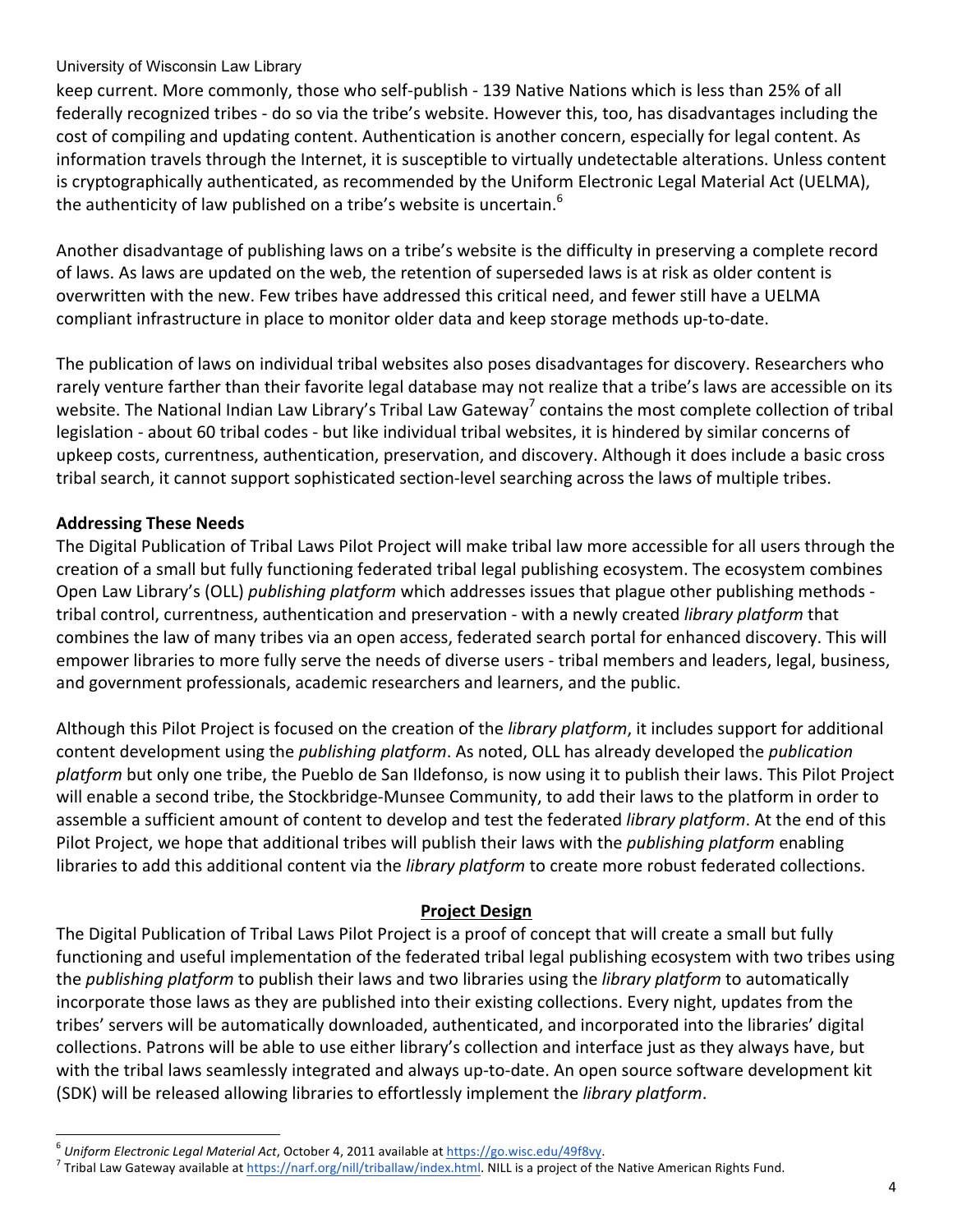keep current. More commonly, those who self-publish - 139 Native Nations which is less than 25% of all federally recognized tribes - do so via the tribe's website. However this, too, has disadvantages including the cost of compiling and updating content. Authentication is another concern, especially for legal content. As information travels through the Internet, it is susceptible to virtually undetectable alterations. Unless content is cryptographically authenticated, as recommended by the Uniform Electronic Legal Material Act (UELMA), the authenticity of law published on a tribe's website is uncertain.[6]

Another disadvantage of publishing laws on a tribe's website is the difficulty in preserving a complete record of laws. As laws are updated on the web, the retention of superseded laws is at risk as older content is overwritten with the new. Few tribes have addressed this critical need, and fewer still have a UELMA compliant infrastructure in place to monitor older data and keep storage methods up-to-date.

The publication of laws on individual tribal websites also poses disadvantages for discovery. Researchers who rarely venture farther than their favorite legal database may not realize that a tribe's laws are accessible on its website. The National Indian Law Library's Tribal Law Gateway[7] contains the most complete collection of tribal legislation - about 60 tribal codes - but like individual tribal websites, it is hindered by similar concerns of upkeep costs, currentness, authentication, preservation, and discovery. Although it does include a basic cross tribal search, it cannot support sophisticated section-level searching across the laws of multiple tribes.

**Addressing These Needs**

The Digital Publication of Tribal Laws Pilot Project will make tribal law more accessible for all users through the creation of a small but fully functioning federated tribal legal publishing ecosystem. The ecosystem combines Open Law Library's (OLL) *publishing platform* which addresses issues that plague other publishing methods - tribal control, currentness, authentication and preservation - with a newly created *library platform* that combines the law of many tribes via an open access, federated search portal for enhanced discovery. This will empower libraries to more fully serve the needs of diverse users - tribal members and leaders, legal, business, and government professionals, academic researchers and learners, and the public.

Although this Pilot Project is focused on the creation of the *library platform*, it includes support for additional content development using the *publishing platform*. As noted, OLL has already developed the *publication platform* but only one tribe, the Pueblo de San Ildefonso, is now using it to publish their laws. This Pilot Project will enable a second tribe, the Stockbridge-Munsee Community, to add their laws to the platform in order to assemble a sufficient amount of content to develop and test the federated *library platform*. At the end of this Pilot Project, we hope that additional tribes will publish their laws with the *publishing platform* enabling libraries to add this additional content via the *library platform* to create more robust federated collections.

## Project Design

The Digital Publication of Tribal Laws Pilot Project is a proof of concept that will create a small but fully functioning and useful implementation of the federated tribal legal publishing ecosystem with two tribes using the *publishing platform* to publish their laws and two libraries using the *library platform* to automatically incorporate those laws as they are published into their existing collections. Every night, updates from the tribes' servers will be automatically downloaded, authenticated, and incorporated into the libraries' digital collections. Patrons will be able to use either library's collection and interface just as they always have, but with the tribal laws seamlessly integrated and always up-to-date. An open source software development kit (SDK) will be released allowing libraries to effortlessly implement the *library platform*.

---

[6] *Uniform Electronic Legal Material Act*, October 4, 2011 available at https://go.wisc.edu/49f8vy.

[7] Tribal Law Gateway available at https://narf.org/nill/triballaw/index.html. NILL is a project of the Native American Rights Fund.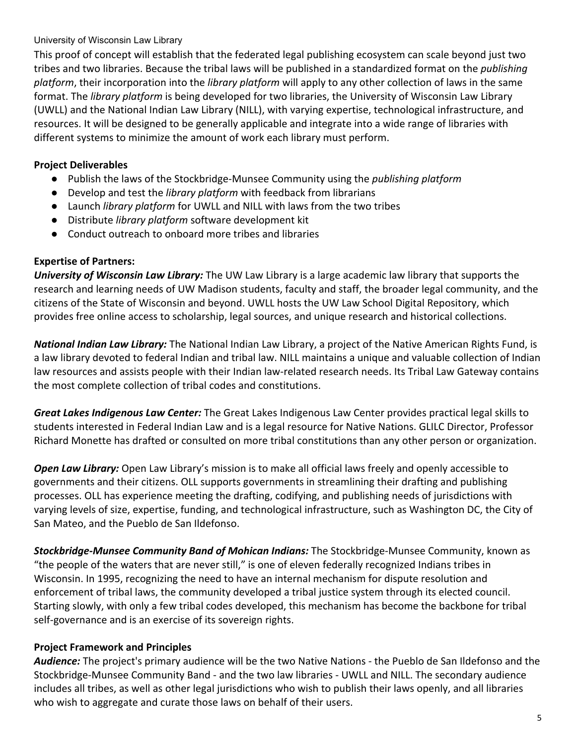University of Wisconsin Law Library

This proof of concept will establish that the federated legal publishing ecosystem can scale beyond just two tribes and two libraries. Because the tribal laws will be published in a standardized format on the *publishing platform*, their incorporation into the *library platform* will apply to any other collection of laws in the same format. The *library platform* is being developed for two libraries, the University of Wisconsin Law Library (UWLL) and the National Indian Law Library (NILL), with varying expertise, technological infrastructure, and resources. It will be designed to be generally applicable and integrate into a wide range of libraries with different systems to minimize the amount of work each library must perform.

**Project Deliverables**

- Publish the laws of the Stockbridge-Munsee Community using the *publishing platform*
- Develop and test the *library platform* with feedback from librarians
- Launch *library platform* for UWLL and NILL with laws from the two tribes
- Distribute *library platform* software development kit
- Conduct outreach to onboard more tribes and libraries

**Expertise of Partners:**

***University of Wisconsin Law Library:*** The UW Law Library is a large academic law library that supports the research and learning needs of UW Madison students, faculty and staff, the broader legal community, and the citizens of the State of Wisconsin and beyond. UWLL hosts the UW Law School Digital Repository, which provides free online access to scholarship, legal sources, and unique research and historical collections.

***National Indian Law Library:*** The National Indian Law Library, a project of the Native American Rights Fund, is a law library devoted to federal Indian and tribal law. NILL maintains a unique and valuable collection of Indian law resources and assists people with their Indian law-related research needs. Its Tribal Law Gateway contains the most complete collection of tribal codes and constitutions.

***Great Lakes Indigenous Law Center:*** The Great Lakes Indigenous Law Center provides practical legal skills to students interested in Federal Indian Law and is a legal resource for Native Nations. GLILC Director, Professor Richard Monette has drafted or consulted on more tribal constitutions than any other person or organization.

***Open Law Library:*** Open Law Library's mission is to make all official laws freely and openly accessible to governments and their citizens. OLL supports governments in streamlining their drafting and publishing processes. OLL has experience meeting the drafting, codifying, and publishing needs of jurisdictions with varying levels of size, expertise, funding, and technological infrastructure, such as Washington DC, the City of San Mateo, and the Pueblo de San Ildefonso.

***Stockbridge-Munsee Community Band of Mohican Indians:*** The Stockbridge-Munsee Community, known as "the people of the waters that are never still," is one of eleven federally recognized Indians tribes in Wisconsin. In 1995, recognizing the need to have an internal mechanism for dispute resolution and enforcement of tribal laws, the community developed a tribal justice system through its elected council. Starting slowly, with only a few tribal codes developed, this mechanism has become the backbone for tribal self-governance and is an exercise of its sovereign rights.

**Project Framework and Principles**

***Audience:*** The project's primary audience will be the two Native Nations - the Pueblo de San Ildefonso and the Stockbridge-Munsee Community Band - and the two law libraries - UWLL and NILL. The secondary audience includes all tribes, as well as other legal jurisdictions who wish to publish their laws openly, and all libraries who wish to aggregate and curate those laws on behalf of their users.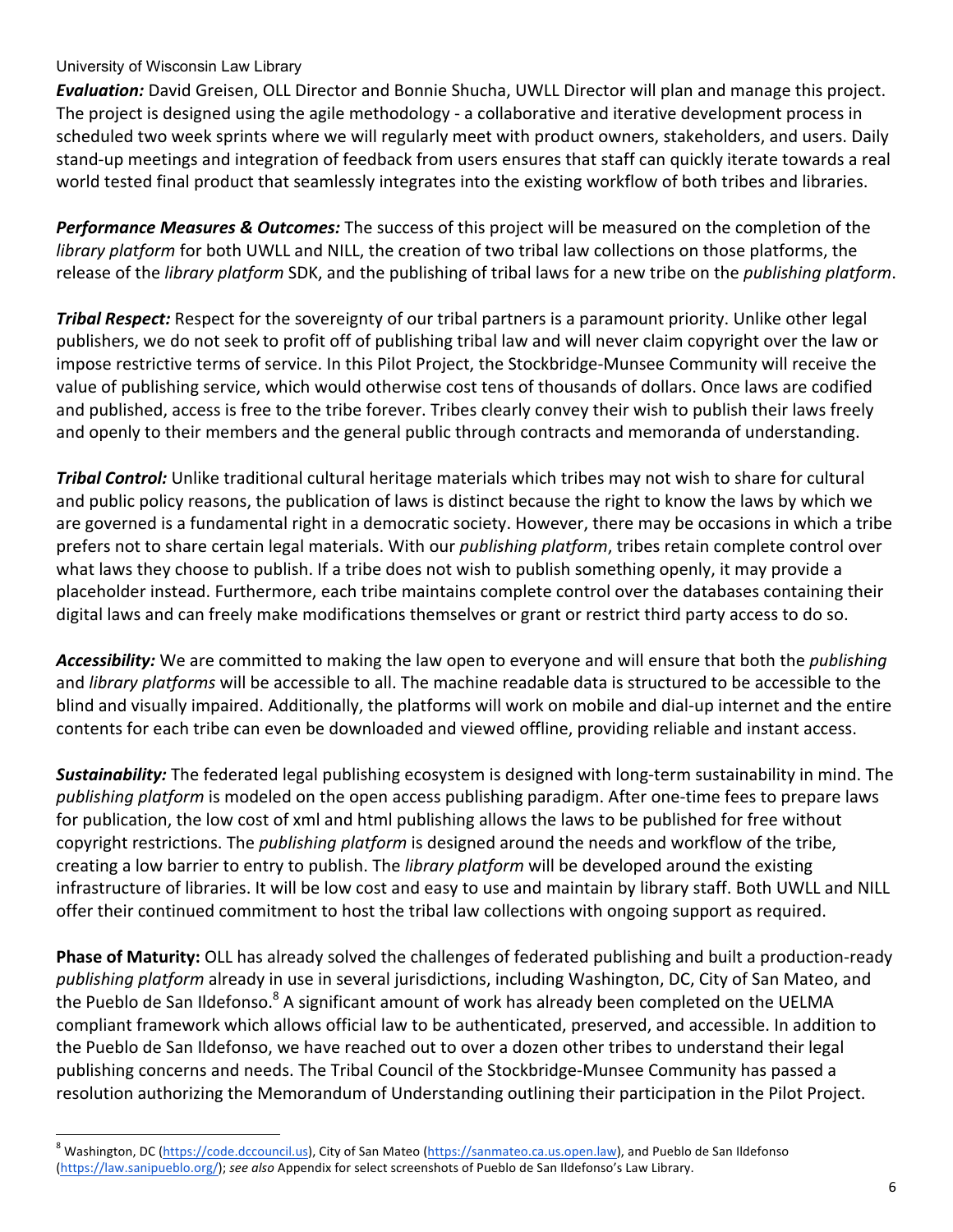***Evaluation:*** David Greisen, OLL Director and Bonnie Shucha, UWLL Director will plan and manage this project. The project is designed using the agile methodology - a collaborative and iterative development process in scheduled two week sprints where we will regularly meet with product owners, stakeholders, and users. Daily stand-up meetings and integration of feedback from users ensures that staff can quickly iterate towards a real world tested final product that seamlessly integrates into the existing workflow of both tribes and libraries.

***Performance Measures & Outcomes:*** The success of this project will be measured on the completion of the *library platform* for both UWLL and NILL, the creation of two tribal law collections on those platforms, the release of the *library platform* SDK, and the publishing of tribal laws for a new tribe on the *publishing platform*.

***Tribal Respect:*** Respect for the sovereignty of our tribal partners is a paramount priority. Unlike other legal publishers, we do not seek to profit off of publishing tribal law and will never claim copyright over the law or impose restrictive terms of service. In this Pilot Project, the Stockbridge-Munsee Community will receive the value of publishing service, which would otherwise cost tens of thousands of dollars. Once laws are codified and published, access is free to the tribe forever. Tribes clearly convey their wish to publish their laws freely and openly to their members and the general public through contracts and memoranda of understanding.

***Tribal Control:*** Unlike traditional cultural heritage materials which tribes may not wish to share for cultural and public policy reasons, the publication of laws is distinct because the right to know the laws by which we are governed is a fundamental right in a democratic society. However, there may be occasions in which a tribe prefers not to share certain legal materials. With our *publishing platform*, tribes retain complete control over what laws they choose to publish. If a tribe does not wish to publish something openly, it may provide a placeholder instead. Furthermore, each tribe maintains complete control over the databases containing their digital laws and can freely make modifications themselves or grant or restrict third party access to do so.

***Accessibility:*** We are committed to making the law open to everyone and will ensure that both the *publishing* and *library platforms* will be accessible to all. The machine readable data is structured to be accessible to the blind and visually impaired. Additionally, the platforms will work on mobile and dial-up internet and the entire contents for each tribe can even be downloaded and viewed offline, providing reliable and instant access.

***Sustainability:*** The federated legal publishing ecosystem is designed with long-term sustainability in mind. The *publishing platform* is modeled on the open access publishing paradigm. After one-time fees to prepare laws for publication, the low cost of xml and html publishing allows the laws to be published for free without copyright restrictions. The *publishing platform* is designed around the needs and workflow of the tribe, creating a low barrier to entry to publish. The *library platform* will be developed around the existing infrastructure of libraries. It will be low cost and easy to use and maintain by library staff. Both UWLL and NILL offer their continued commitment to host the tribal law collections with ongoing support as required.

**Phase of Maturity:** OLL has already solved the challenges of federated publishing and built a production-ready *publishing platform* already in use in several jurisdictions, including Washington, DC, City of San Mateo, and the Pueblo de San Ildefonso.[8] A significant amount of work has already been completed on the UELMA compliant framework which allows official law to be authenticated, preserved, and accessible. In addition to the Pueblo de San Ildefonso, we have reached out to over a dozen other tribes to understand their legal publishing concerns and needs. The Tribal Council of the Stockbridge-Munsee Community has passed a resolution authorizing the Memorandum of Understanding outlining their participation in the Pilot Project.

---

[8] Washington, DC (https://code.dccouncil.us), City of San Mateo (https://sanmateo.ca.us.open.law), and Pueblo de San Ildefonso (https://law.sanipueblo.org/); *see also* Appendix for select screenshots of Pueblo de San Ildefonso's Law Library.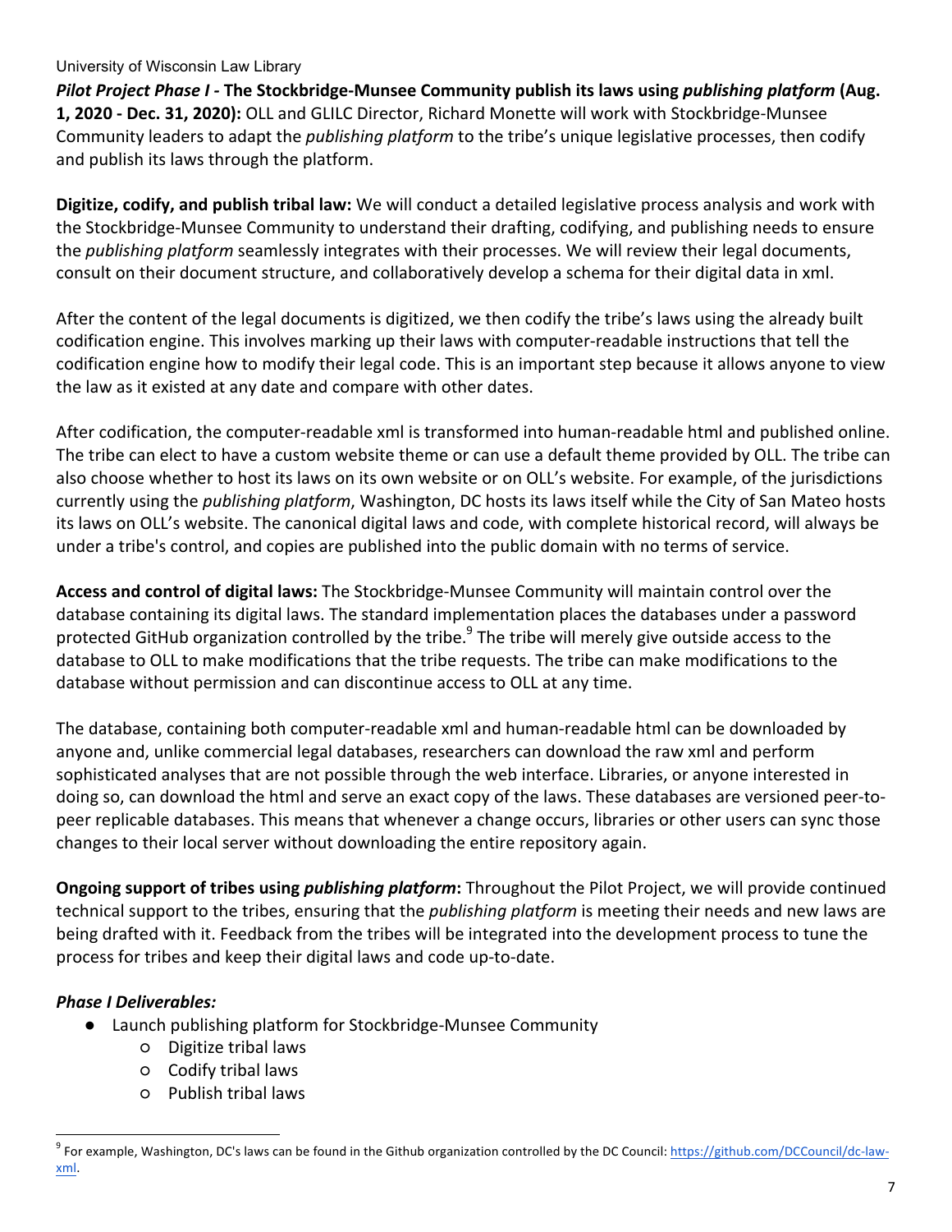***Pilot Project Phase I* - The Stockbridge-Munsee Community publish its laws using *publishing platform* (Aug. 1, 2020 - Dec. 31, 2020):** OLL and GLILC Director, Richard Monette will work with Stockbridge-Munsee Community leaders to adapt the *publishing platform* to the tribe's unique legislative processes, then codify and publish its laws through the platform.

**Digitize, codify, and publish tribal law:** We will conduct a detailed legislative process analysis and work with the Stockbridge-Munsee Community to understand their drafting, codifying, and publishing needs to ensure the *publishing platform* seamlessly integrates with their processes. We will review their legal documents, consult on their document structure, and collaboratively develop a schema for their digital data in xml.

After the content of the legal documents is digitized, we then codify the tribe's laws using the already built codification engine. This involves marking up their laws with computer-readable instructions that tell the codification engine how to modify their legal code. This is an important step because it allows anyone to view the law as it existed at any date and compare with other dates.

After codification, the computer-readable xml is transformed into human-readable html and published online. The tribe can elect to have a custom website theme or can use a default theme provided by OLL. The tribe can also choose whether to host its laws on its own website or on OLL's website. For example, of the jurisdictions currently using the *publishing platform*, Washington, DC hosts its laws itself while the City of San Mateo hosts its laws on OLL's website. The canonical digital laws and code, with complete historical record, will always be under a tribe's control, and copies are published into the public domain with no terms of service.

**Access and control of digital laws:** The Stockbridge-Munsee Community will maintain control over the database containing its digital laws. The standard implementation places the databases under a password protected GitHub organization controlled by the tribe.[9] The tribe will merely give outside access to the database to OLL to make modifications that the tribe requests. The tribe can make modifications to the database without permission and can discontinue access to OLL at any time.

The database, containing both computer-readable xml and human-readable html can be downloaded by anyone and, unlike commercial legal databases, researchers can download the raw xml and perform sophisticated analyses that are not possible through the web interface. Libraries, or anyone interested in doing so, can download the html and serve an exact copy of the laws. These databases are versioned peer-to-peer replicable databases. This means that whenever a change occurs, libraries or other users can sync those changes to their local server without downloading the entire repository again.

**Ongoing support of tribes using *publishing platform*:** Throughout the Pilot Project, we will provide continued technical support to the tribes, ensuring that the *publishing platform* is meeting their needs and new laws are being drafted with it. Feedback from the tribes will be integrated into the development process to tune the process for tribes and keep their digital laws and code up-to-date.

***Phase I Deliverables:***

- Launch publishing platform for Stockbridge-Munsee Community
    - Digitize tribal laws
    - Codify tribal laws
    - Publish tribal laws

[9] For example, Washington, DC's laws can be found in the Github organization controlled by the DC Council: https://github.com/DCCouncil/dc-law-xml.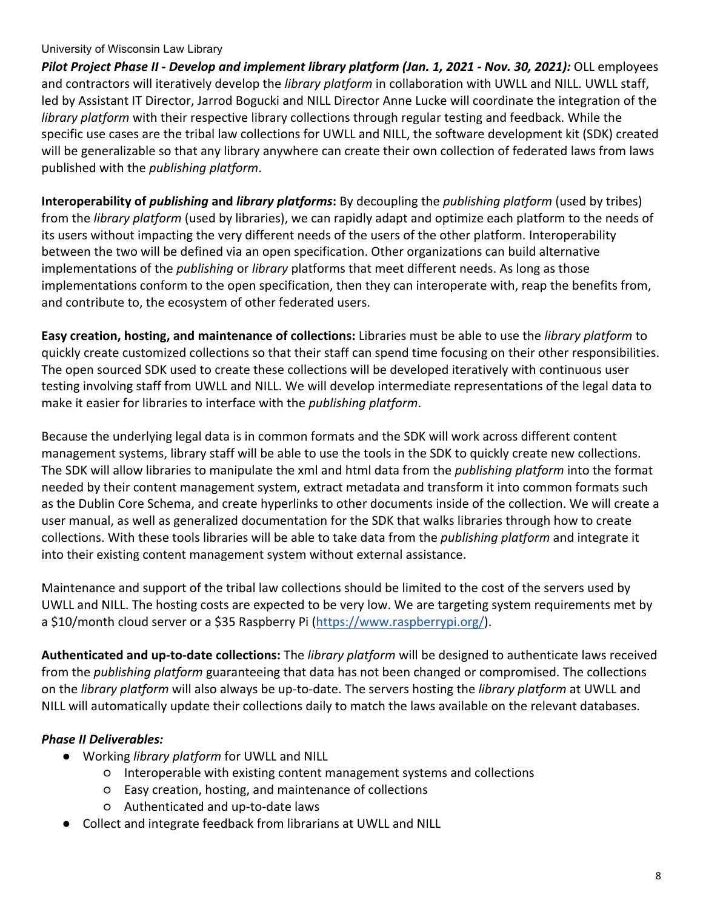***Pilot Project Phase II - Develop and implement library platform (Jan. 1, 2021 - Nov. 30, 2021):*** OLL employees and contractors will iteratively develop the *library platform* in collaboration with UWLL and NILL. UWLL staff, led by Assistant IT Director, Jarrod Bogucki and NILL Director Anne Lucke will coordinate the integration of the *library platform* with their respective library collections through regular testing and feedback. While the specific use cases are the tribal law collections for UWLL and NILL, the software development kit (SDK) created will be generalizable so that any library anywhere can create their own collection of federated laws from laws published with the *publishing platform*.

**Interoperability of *publishing* and *library platforms*:** By decoupling the *publishing platform* (used by tribes) from the *library platform* (used by libraries), we can rapidly adapt and optimize each platform to the needs of its users without impacting the very different needs of the users of the other platform. Interoperability between the two will be defined via an open specification. Other organizations can build alternative implementations of the *publishing* or *library* platforms that meet different needs. As long as those implementations conform to the open specification, then they can interoperate with, reap the benefits from, and contribute to, the ecosystem of other federated users.

**Easy creation, hosting, and maintenance of collections:** Libraries must be able to use the *library platform* to quickly create customized collections so that their staff can spend time focusing on their other responsibilities. The open sourced SDK used to create these collections will be developed iteratively with continuous user testing involving staff from UWLL and NILL. We will develop intermediate representations of the legal data to make it easier for libraries to interface with the *publishing platform*.

Because the underlying legal data is in common formats and the SDK will work across different content management systems, library staff will be able to use the tools in the SDK to quickly create new collections. The SDK will allow libraries to manipulate the xml and html data from the *publishing platform* into the format needed by their content management system, extract metadata and transform it into common formats such as the Dublin Core Schema, and create hyperlinks to other documents inside of the collection. We will create a user manual, as well as generalized documentation for the SDK that walks libraries through how to create collections. With these tools libraries will be able to take data from the *publishing platform* and integrate it into their existing content management system without external assistance.

Maintenance and support of the tribal law collections should be limited to the cost of the servers used by UWLL and NILL. The hosting costs are expected to be very low. We are targeting system requirements met by a $10/month cloud server or a $35 Raspberry Pi (https://www.raspberrypi.org/).

**Authenticated and up-to-date collections:** The *library platform* will be designed to authenticate laws received from the *publishing platform* guaranteeing that data has not been changed or compromised. The collections on the *library platform* will also always be up-to-date. The servers hosting the *library platform* at UWLL and NILL will automatically update their collections daily to match the laws available on the relevant databases.

***Phase II Deliverables:***

- Working *library platform* for UWLL and NILL
  - Interoperable with existing content management systems and collections
  - Easy creation, hosting, and maintenance of collections
  - Authenticated and up-to-date laws
- Collect and integrate feedback from librarians at UWLL and NILL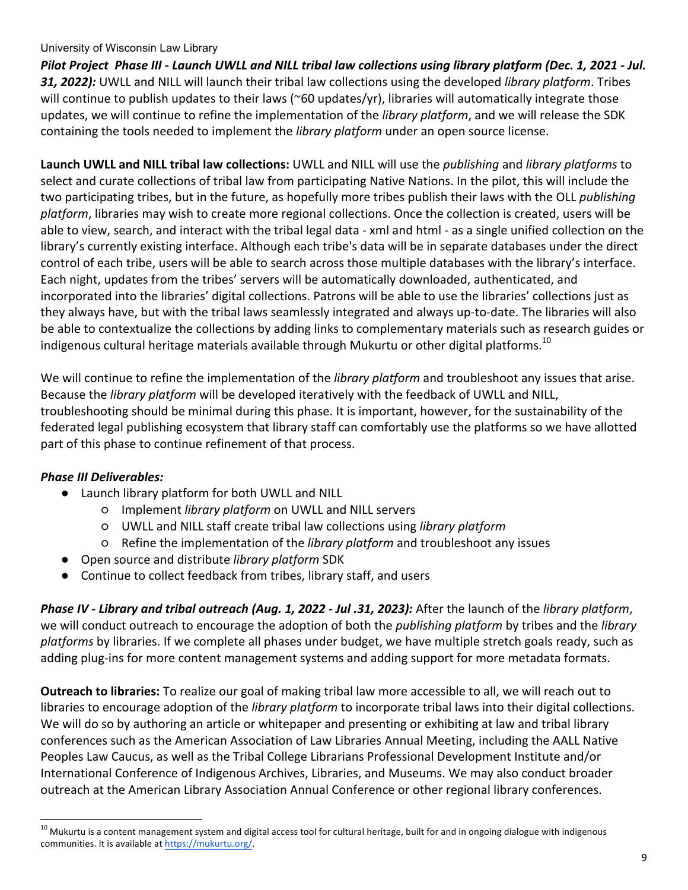***Pilot Project Phase III - Launch UWLL and NILL tribal law collections using library platform (Dec. 1, 2021 - Jul. 31, 2022):*** UWLL and NILL will launch their tribal law collections using the developed *library platform*. Tribes will continue to publish updates to their laws (~60 updates/yr), libraries will automatically integrate those updates, we will continue to refine the implementation of the *library platform*, and we will release the SDK containing the tools needed to implement the *library platform* under an open source license.

**Launch UWLL and NILL tribal law collections:** UWLL and NILL will use the *publishing* and *library platforms* to select and curate collections of tribal law from participating Native Nations. In the pilot, this will include the two participating tribes, but in the future, as hopefully more tribes publish their laws with the OLL *publishing platform*, libraries may wish to create more regional collections. Once the collection is created, users will be able to view, search, and interact with the tribal legal data - xml and html - as a single unified collection on the library's currently existing interface. Although each tribe's data will be in separate databases under the direct control of each tribe, users will be able to search across those multiple databases with the library's interface. Each night, updates from the tribes' servers will be automatically downloaded, authenticated, and incorporated into the libraries' digital collections. Patrons will be able to use the libraries' collections just as they always have, but with the tribal laws seamlessly integrated and always up-to-date. The libraries will also be able to contextualize the collections by adding links to complementary materials such as research guides or indigenous cultural heritage materials available through Mukurtu or other digital platforms.[10]

We will continue to refine the implementation of the *library platform* and troubleshoot any issues that arise. Because the *library platform* will be developed iteratively with the feedback of UWLL and NILL, troubleshooting should be minimal during this phase. It is important, however, for the sustainability of the federated legal publishing ecosystem that library staff can comfortably use the platforms so we have allotted part of this phase to continue refinement of that process.

### *Phase III Deliverables:*

- Launch library platform for both UWLL and NILL
  - Implement *library platform* on UWLL and NILL servers
  - UWLL and NILL staff create tribal law collections using *library platform*
  - Refine the implementation of the *library platform* and troubleshoot any issues
- Open source and distribute *library platform* SDK
- Continue to collect feedback from tribes, library staff, and users

***Phase IV - Library and tribal outreach (Aug. 1, 2022 - Jul .31, 2023):*** After the launch of the *library platform*, we will conduct outreach to encourage the adoption of both the *publishing platform* by tribes and the *library platforms* by libraries. If we complete all phases under budget, we have multiple stretch goals ready, such as adding plug-ins for more content management systems and adding support for more metadata formats.

**Outreach to libraries:** To realize our goal of making tribal law more accessible to all, we will reach out to libraries to encourage adoption of the *library platform* to incorporate tribal laws into their digital collections. We will do so by authoring an article or whitepaper and presenting or exhibiting at law and tribal library conferences such as the American Association of Law Libraries Annual Meeting, including the AALL Native Peoples Law Caucus, as well as the Tribal College Librarians Professional Development Institute and/or International Conference of Indigenous Archives, Libraries, and Museums. We may also conduct broader outreach at the American Library Association Annual Conference or other regional library conferences.

---

[10] Mukurtu is a content management system and digital access tool for cultural heritage, built for and in ongoing dialogue with indigenous communities. It is available at https://mukurtu.org/.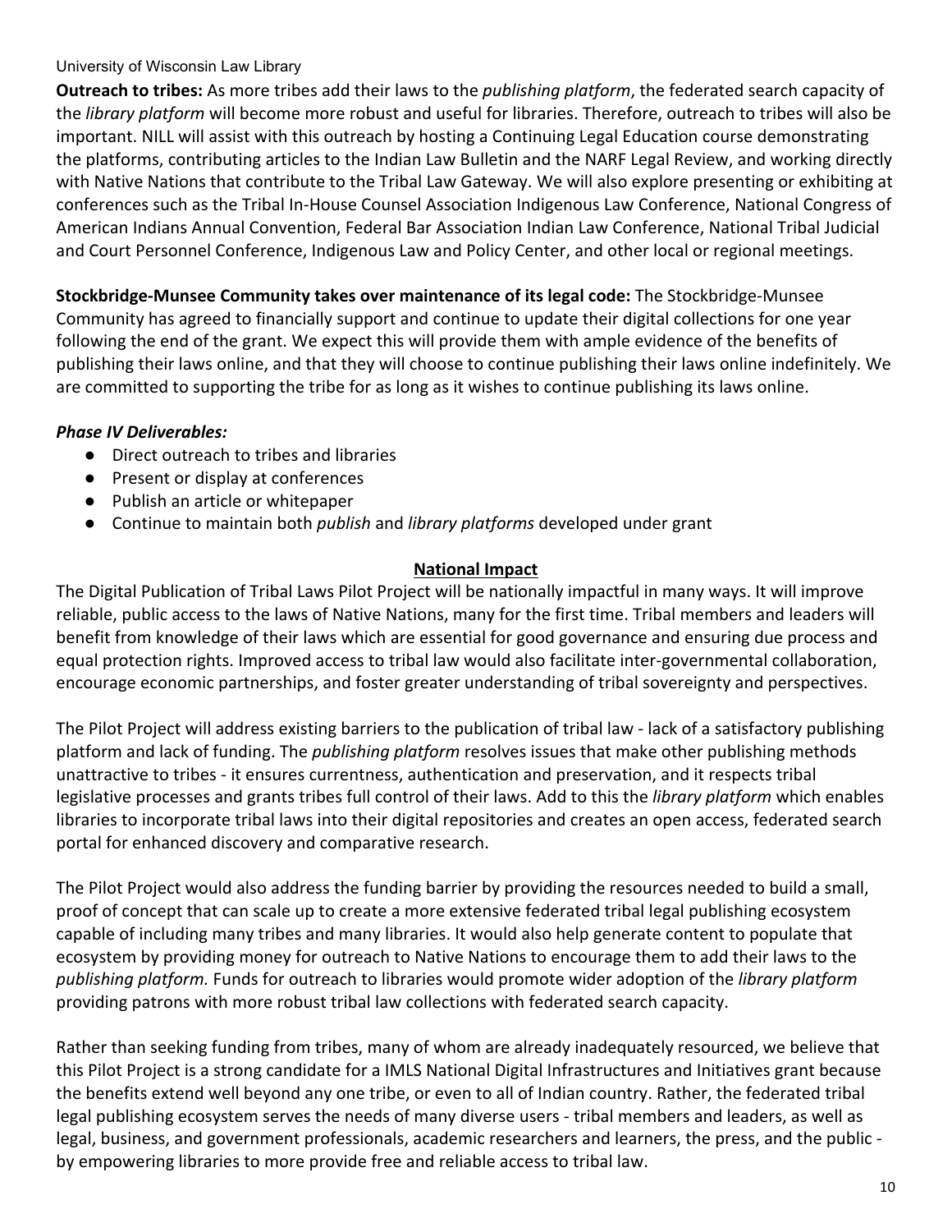**Outreach to tribes:** As more tribes add their laws to the *publishing platform*, the federated search capacity of the *library platform* will become more robust and useful for libraries. Therefore, outreach to tribes will also be important. NILL will assist with this outreach by hosting a Continuing Legal Education course demonstrating the platforms, contributing articles to the Indian Law Bulletin and the NARF Legal Review, and working directly with Native Nations that contribute to the Tribal Law Gateway. We will also explore presenting or exhibiting at conferences such as the Tribal In-House Counsel Association Indigenous Law Conference, National Congress of American Indians Annual Convention, Federal Bar Association Indian Law Conference, National Tribal Judicial and Court Personnel Conference, Indigenous Law and Policy Center, and other local or regional meetings.

**Stockbridge-Munsee Community takes over maintenance of its legal code:** The Stockbridge-Munsee Community has agreed to financially support and continue to update their digital collections for one year following the end of the grant. We expect this will provide them with ample evidence of the benefits of publishing their laws online, and that they will choose to continue publishing their laws online indefinitely. We are committed to supporting the tribe for as long as it wishes to continue publishing its laws online.

***Phase IV Deliverables:***

- Direct outreach to tribes and libraries
- Present or display at conferences
- Publish an article or whitepaper
- Continue to maintain both *publish* and *library platforms* developed under grant

## National Impact

The Digital Publication of Tribal Laws Pilot Project will be nationally impactful in many ways. It will improve reliable, public access to the laws of Native Nations, many for the first time. Tribal members and leaders will benefit from knowledge of their laws which are essential for good governance and ensuring due process and equal protection rights. Improved access to tribal law would also facilitate inter-governmental collaboration, encourage economic partnerships, and foster greater understanding of tribal sovereignty and perspectives.

The Pilot Project will address existing barriers to the publication of tribal law - lack of a satisfactory publishing platform and lack of funding. The *publishing platform* resolves issues that make other publishing methods unattractive to tribes - it ensures currentness, authentication and preservation, and it respects tribal legislative processes and grants tribes full control of their laws. Add to this the *library platform* which enables libraries to incorporate tribal laws into their digital repositories and creates an open access, federated search portal for enhanced discovery and comparative research.

The Pilot Project would also address the funding barrier by providing the resources needed to build a small, proof of concept that can scale up to create a more extensive federated tribal legal publishing ecosystem capable of including many tribes and many libraries. It would also help generate content to populate that ecosystem by providing money for outreach to Native Nations to encourage them to add their laws to the *publishing platform.* Funds for outreach to libraries would promote wider adoption of the *library platform* providing patrons with more robust tribal law collections with federated search capacity.

Rather than seeking funding from tribes, many of whom are already inadequately resourced, we believe that this Pilot Project is a strong candidate for a IMLS National Digital Infrastructures and Initiatives grant because the benefits extend well beyond any one tribe, or even to all of Indian country. Rather, the federated tribal legal publishing ecosystem serves the needs of many diverse users - tribal members and leaders, as well as legal, business, and government professionals, academic researchers and learners, the press, and the public - by empowering libraries to more provide free and reliable access to tribal law.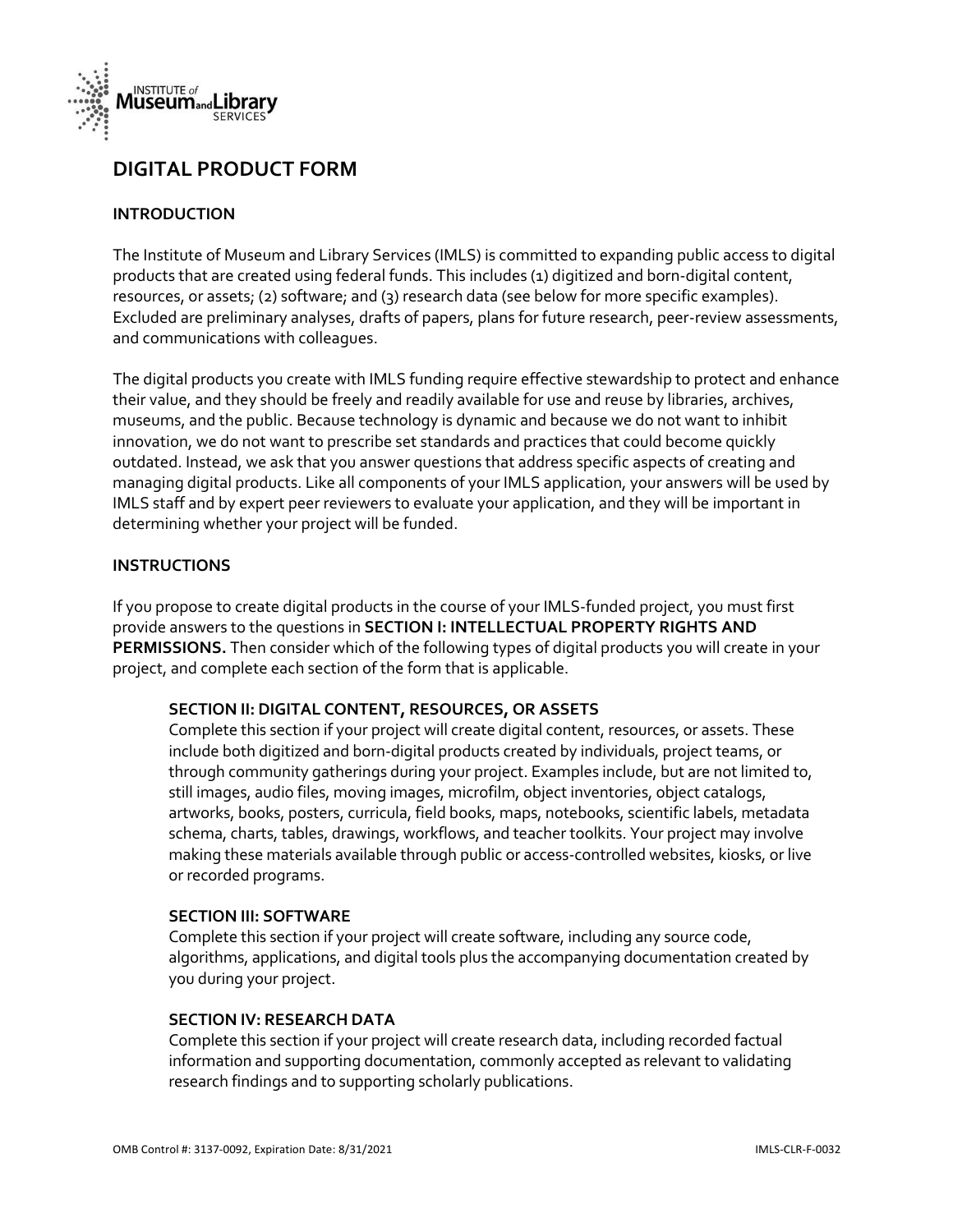# DIGITAL PRODUCT FORM

## INTRODUCTION

The Institute of Museum and Library Services (IMLS) is committed to expanding public access to digital products that are created using federal funds. This includes (1) digitized and born-digital content, resources, or assets; (2) software; and (3) research data (see below for more specific examples). Excluded are preliminary analyses, drafts of papers, plans for future research, peer-review assessments, and communications with colleagues.

The digital products you create with IMLS funding require effective stewardship to protect and enhance their value, and they should be freely and readily available for use and reuse by libraries, archives, museums, and the public. Because technology is dynamic and because we do not want to inhibit innovation, we do not want to prescribe set standards and practices that could become quickly outdated. Instead, we ask that you answer questions that address specific aspects of creating and managing digital products. Like all components of your IMLS application, your answers will be used by IMLS staff and by expert peer reviewers to evaluate your application, and they will be important in determining whether your project will be funded.

## INSTRUCTIONS

If you propose to create digital products in the course of your IMLS-funded project, you must first provide answers to the questions in **SECTION I: INTELLECTUAL PROPERTY RIGHTS AND PERMISSIONS.** Then consider which of the following types of digital products you will create in your project, and complete each section of the form that is applicable.

**SECTION II: DIGITAL CONTENT, RESOURCES, OR ASSETS**
Complete this section if your project will create digital content, resources, or assets. These include both digitized and born-digital products created by individuals, project teams, or through community gatherings during your project. Examples include, but are not limited to, still images, audio files, moving images, microfilm, object inventories, object catalogs, artworks, books, posters, curricula, field books, maps, notebooks, scientific labels, metadata schema, charts, tables, drawings, workflows, and teacher toolkits. Your project may involve making these materials available through public or access-controlled websites, kiosks, or live or recorded programs.

**SECTION III: SOFTWARE**
Complete this section if your project will create software, including any source code, algorithms, applications, and digital tools plus the accompanying documentation created by you during your project.

**SECTION IV: RESEARCH DATA**
Complete this section if your project will create research data, including recorded factual information and supporting documentation, commonly accepted as relevant to validating research findings and to supporting scholarly publications.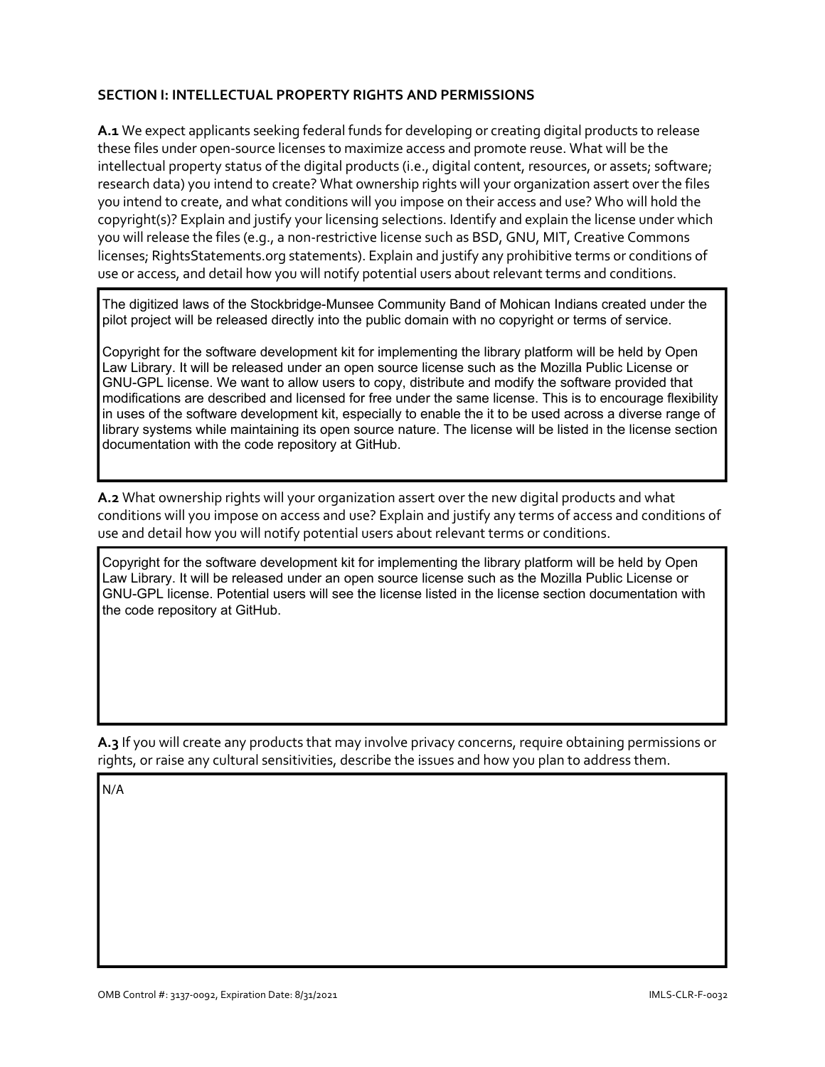## SECTION I: INTELLECTUAL PROPERTY RIGHTS AND PERMISSIONS

**A.1** We expect applicants seeking federal funds for developing or creating digital products to release these files under open-source licenses to maximize access and promote reuse. What will be the intellectual property status of the digital products (i.e., digital content, resources, or assets; software; research data) you intend to create? What ownership rights will your organization assert over the files you intend to create, and what conditions will you impose on their access and use? Who will hold the copyright(s)? Explain and justify your licensing selections. Identify and explain the license under which you will release the files (e.g., a non-restrictive license such as BSD, GNU, MIT, Creative Commons licenses; RightsStatements.org statements). Explain and justify any prohibitive terms or conditions of use or access, and detail how you will notify potential users about relevant terms and conditions.

The digitized laws of the Stockbridge-Munsee Community Band of Mohican Indians created under the pilot project will be released directly into the public domain with no copyright or terms of service.

Copyright for the software development kit for implementing the library platform will be held by Open Law Library. It will be released under an open source license such as the Mozilla Public License or GNU-GPL license. We want to allow users to copy, distribute and modify the software provided that modifications are described and licensed for free under the same license. This is to encourage flexibility in uses of the software development kit, especially to enable the it to be used across a diverse range of library systems while maintaining its open source nature. The license will be listed in the license section documentation with the code repository at GitHub.

**A.2** What ownership rights will your organization assert over the new digital products and what conditions will you impose on access and use? Explain and justify any terms of access and conditions of use and detail how you will notify potential users about relevant terms or conditions.

Copyright for the software development kit for implementing the library platform will be held by Open Law Library. It will be released under an open source license such as the Mozilla Public License or GNU-GPL license. Potential users will see the license listed in the license section documentation with the code repository at GitHub.

**A.3** If you will create any products that may involve privacy concerns, require obtaining permissions or rights, or raise any cultural sensitivities, describe the issues and how you plan to address them.

N/A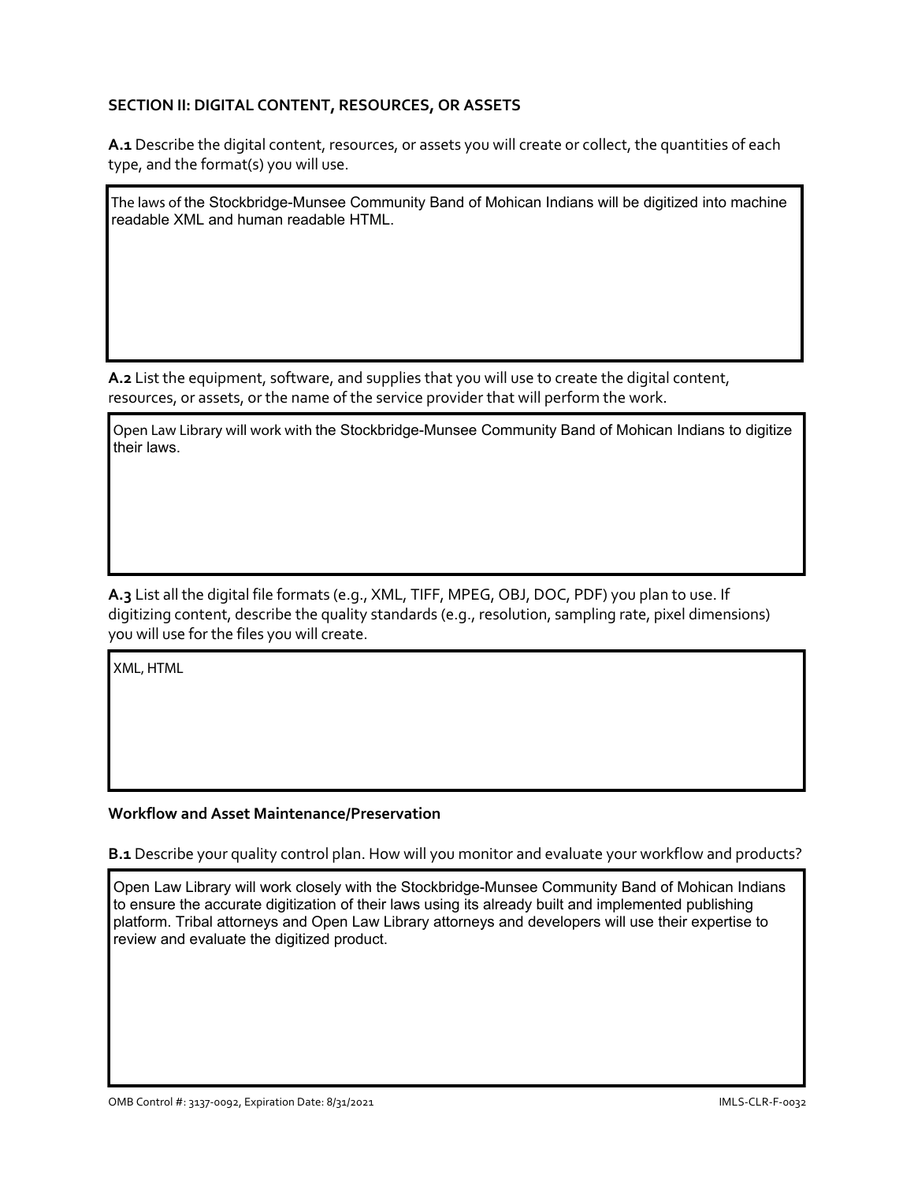## SECTION II: DIGITAL CONTENT, RESOURCES, OR ASSETS

**A.1** Describe the digital content, resources, or assets you will create or collect, the quantities of each type, and the format(s) you will use.

The laws of the Stockbridge-Munsee Community Band of Mohican Indians will be digitized into machine readable XML and human readable HTML.

**A.2** List the equipment, software, and supplies that you will use to create the digital content, resources, or assets, or the name of the service provider that will perform the work.

Open Law Library will work with the Stockbridge-Munsee Community Band of Mohican Indians to digitize their laws.

**A.3** List all the digital file formats (e.g., XML, TIFF, MPEG, OBJ, DOC, PDF) you plan to use. If digitizing content, describe the quality standards (e.g., resolution, sampling rate, pixel dimensions) you will use for the files you will create.

XML, HTML

### Workflow and Asset Maintenance/Preservation

**B.1** Describe your quality control plan. How will you monitor and evaluate your workflow and products?

Open Law Library will work closely with the Stockbridge-Munsee Community Band of Mohican Indians to ensure the accurate digitization of their laws using its already built and implemented publishing platform. Tribal attorneys and Open Law Library attorneys and developers will use their expertise to review and evaluate the digitized product.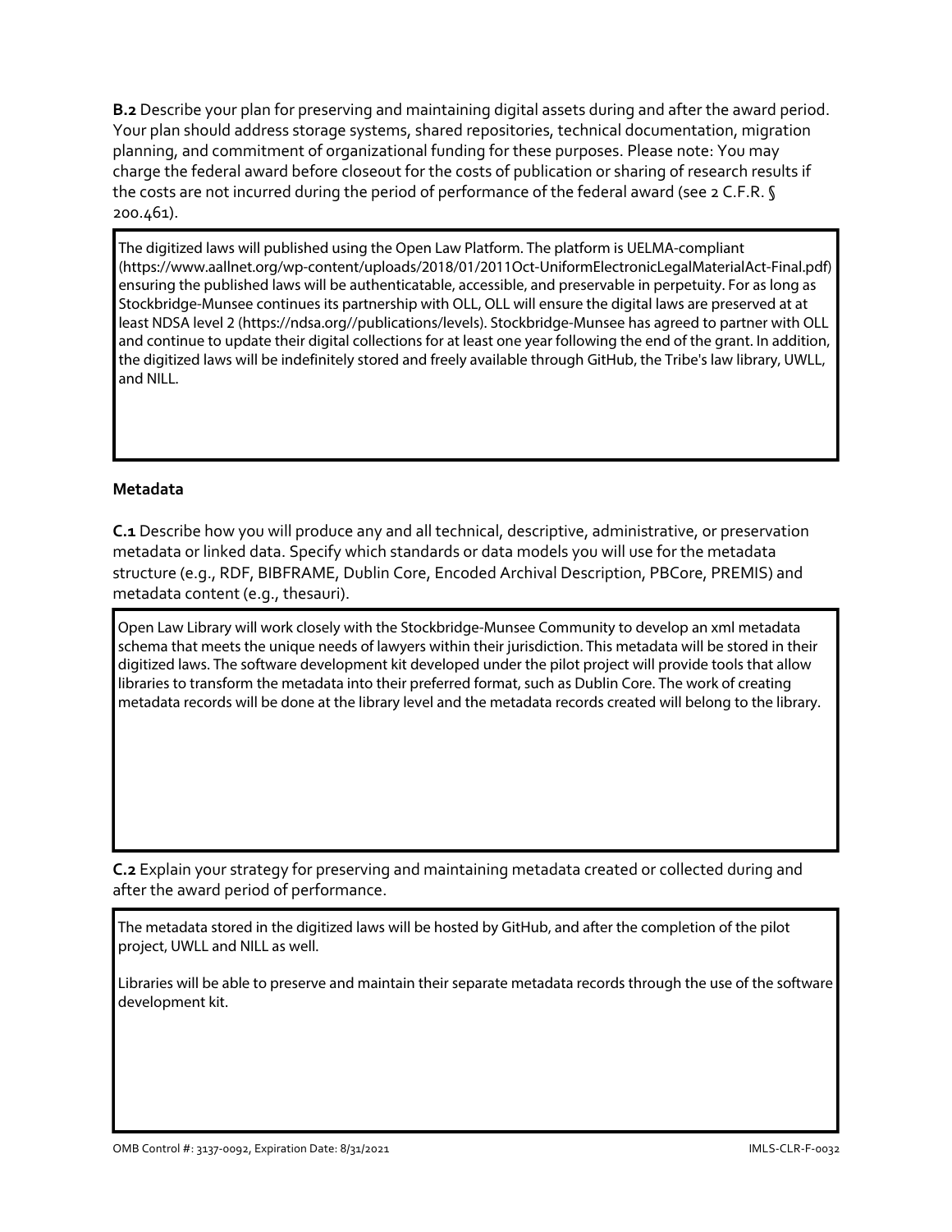**B.2** Describe your plan for preserving and maintaining digital assets during and after the award period. Your plan should address storage systems, shared repositories, technical documentation, migration planning, and commitment of organizational funding for these purposes. Please note: You may charge the federal award before closeout for the costs of publication or sharing of research results if the costs are not incurred during the period of performance of the federal award (see 2 C.F.R. § 200.461).

The digitized laws will published using the Open Law Platform. The platform is UELMA-compliant (https://www.aallnet.org/wp-content/uploads/2018/01/2011Oct-UniformElectronicLegalMaterialAct-Final.pdf) ensuring the published laws will be authenticatable, accessible, and preservable in perpetuity. For as long as Stockbridge-Munsee continues its partnership with OLL, OLL will ensure the digital laws are preserved at at least NDSA level 2 (https://ndsa.org//publications/levels). Stockbridge-Munsee has agreed to partner with OLL and continue to update their digital collections for at least one year following the end of the grant. In addition, the digitized laws will be indefinitely stored and freely available through GitHub, the Tribe's law library, UWLL, and NILL.

**Metadata**

**C.1** Describe how you will produce any and all technical, descriptive, administrative, or preservation metadata or linked data. Specify which standards or data models you will use for the metadata structure (e.g., RDF, BIBFRAME, Dublin Core, Encoded Archival Description, PBCore, PREMIS) and metadata content (e.g., thesauri).

Open Law Library will work closely with the Stockbridge-Munsee Community to develop an xml metadata schema that meets the unique needs of lawyers within their jurisdiction. This metadata will be stored in their digitized laws. The software development kit developed under the pilot project will provide tools that allow libraries to transform the metadata into their preferred format, such as Dublin Core. The work of creating metadata records will be done at the library level and the metadata records created will belong to the library.

**C.2** Explain your strategy for preserving and maintaining metadata created or collected during and after the award period of performance.

The metadata stored in the digitized laws will be hosted by GitHub, and after the completion of the pilot project, UWLL and NILL as well.

Libraries will be able to preserve and maintain their separate metadata records through the use of the software development kit.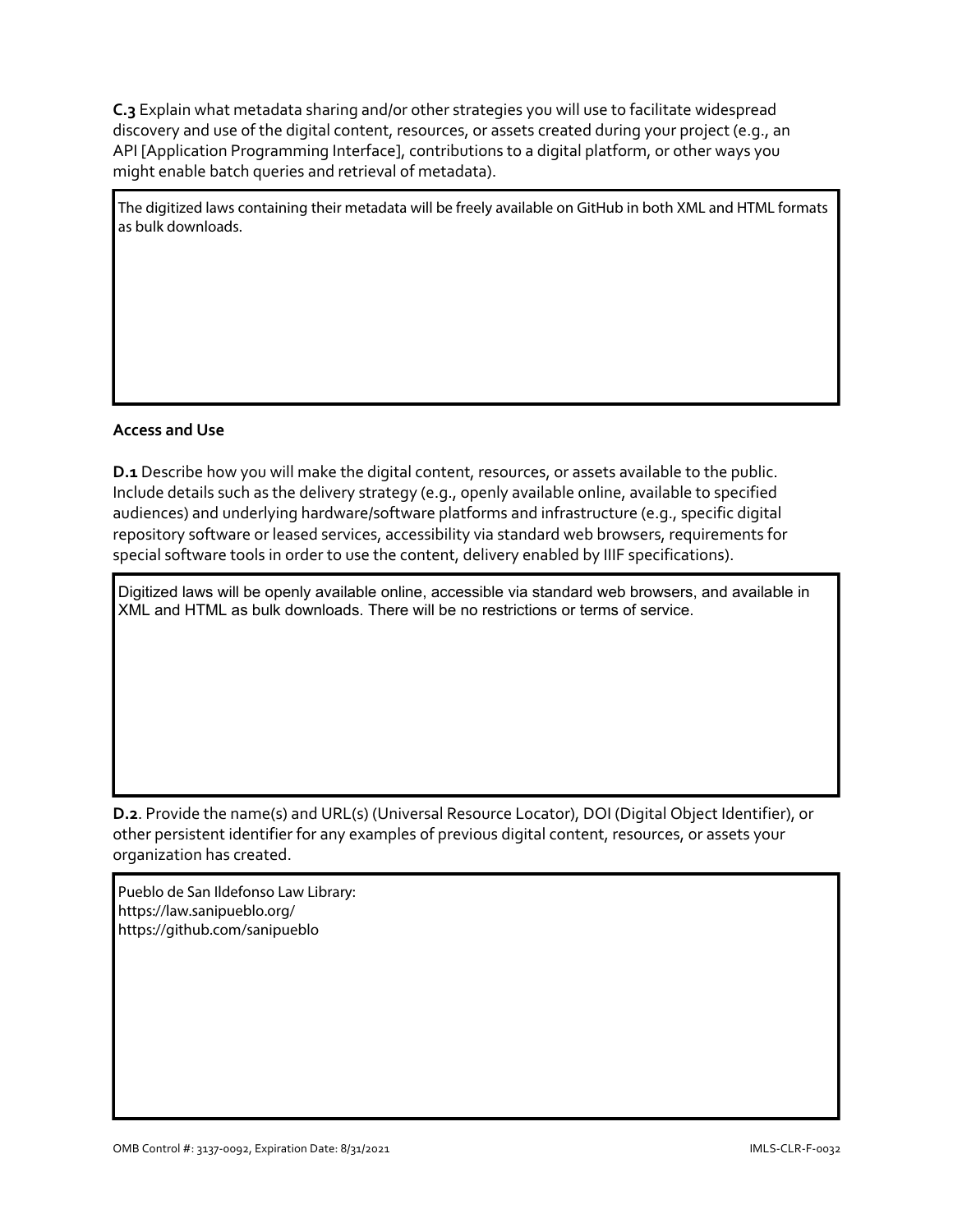**C.3** Explain what metadata sharing and/or other strategies you will use to facilitate widespread discovery and use of the digital content, resources, or assets created during your project (e.g., an API [Application Programming Interface], contributions to a digital platform, or other ways you might enable batch queries and retrieval of metadata).

The digitized laws containing their metadata will be freely available on GitHub in both XML and HTML formats as bulk downloads.

### Access and Use

**D.1** Describe how you will make the digital content, resources, or assets available to the public. Include details such as the delivery strategy (e.g., openly available online, available to specified audiences) and underlying hardware/software platforms and infrastructure (e.g., specific digital repository software or leased services, accessibility via standard web browsers, requirements for special software tools in order to use the content, delivery enabled by IIIF specifications).

Digitized laws will be openly available online, accessible via standard web browsers, and available in XML and HTML as bulk downloads. There will be no restrictions or terms of service.

**D.2**. Provide the name(s) and URL(s) (Universal Resource Locator), DOI (Digital Object Identifier), or other persistent identifier for any examples of previous digital content, resources, or assets your organization has created.

Pueblo de San Ildefonso Law Library:
https://law.sanipueblo.org/
https://github.com/sanipueblo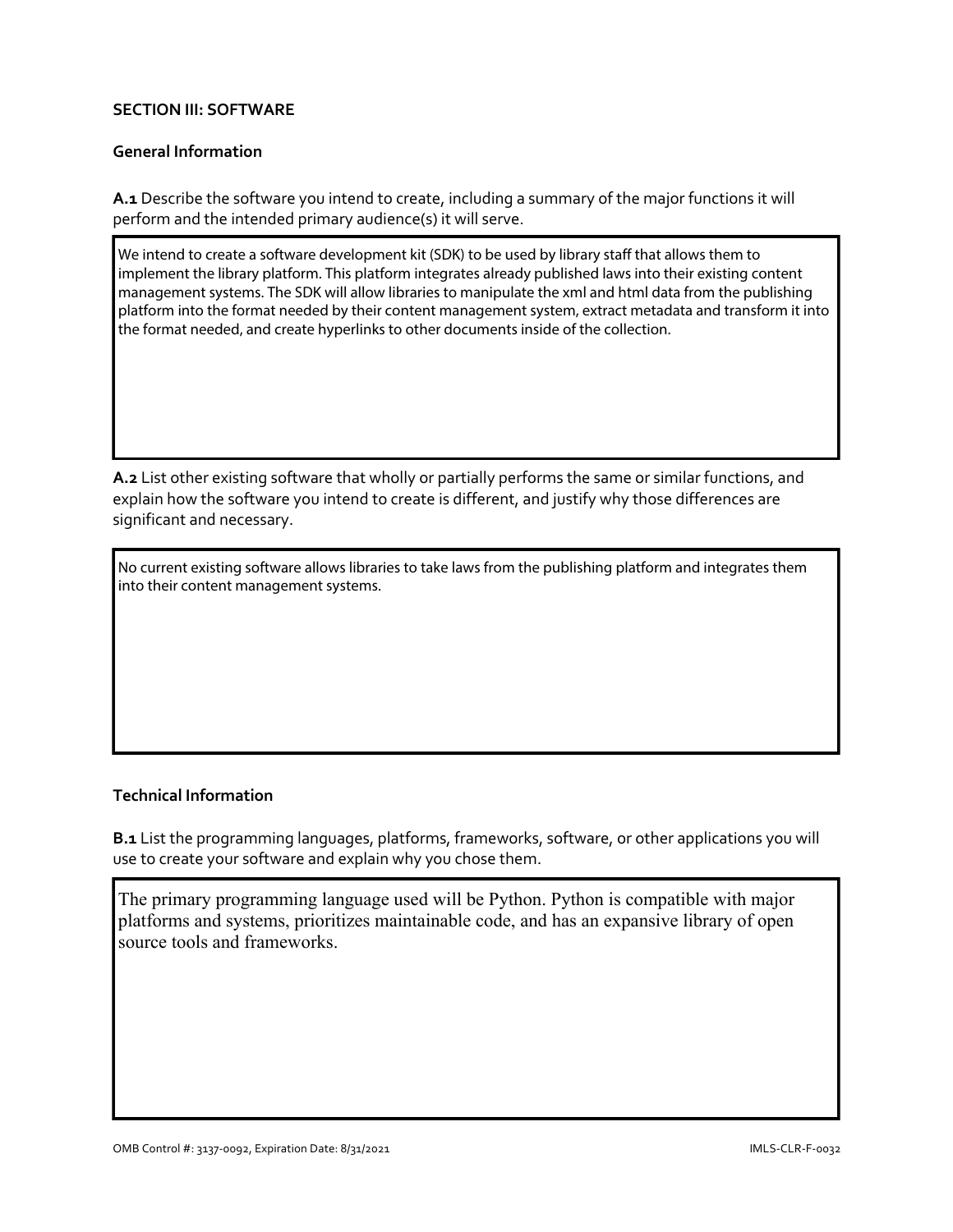**SECTION III: SOFTWARE**

**General Information**

**A.1** Describe the software you intend to create, including a summary of the major functions it will perform and the intended primary audience(s) it will serve.

We intend to create a software development kit (SDK) to be used by library staff that allows them to implement the library platform. This platform integrates already published laws into their existing content management systems. The SDK will allow libraries to manipulate the xml and html data from the publishing platform into the format needed by their content management system, extract metadata and transform it into the format needed, and create hyperlinks to other documents inside of the collection.

**A.2** List other existing software that wholly or partially performs the same or similar functions, and explain how the software you intend to create is different, and justify why those differences are significant and necessary.

No current existing software allows libraries to take laws from the publishing platform and integrates them into their content management systems.

**Technical Information**

**B.1** List the programming languages, platforms, frameworks, software, or other applications you will use to create your software and explain why you chose them.

The primary programming language used will be Python. Python is compatible with major platforms and systems, prioritizes maintainable code, and has an expansive library of open source tools and frameworks.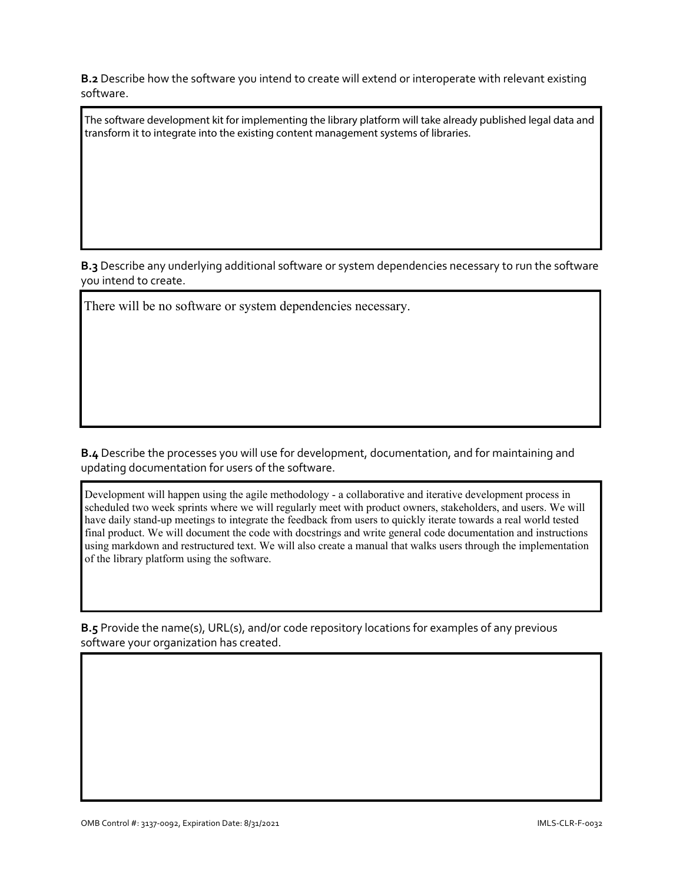**B.2** Describe how the software you intend to create will extend or interoperate with relevant existing software.

The software development kit for implementing the library platform will take already published legal data and transform it to integrate into the existing content management systems of libraries.

**B.3** Describe any underlying additional software or system dependencies necessary to run the software you intend to create.

There will be no software or system dependencies necessary.

**B.4** Describe the processes you will use for development, documentation, and for maintaining and updating documentation for users of the software.

Development will happen using the agile methodology - a collaborative and iterative development process in scheduled two week sprints where we will regularly meet with product owners, stakeholders, and users. We will have daily stand-up meetings to integrate the feedback from users to quickly iterate towards a real world tested final product. We will document the code with docstrings and write general code documentation and instructions using markdown and restructured text. We will also create a manual that walks users through the implementation of the library platform using the software.

**B.5** Provide the name(s), URL(s), and/or code repository locations for examples of any previous software your organization has created.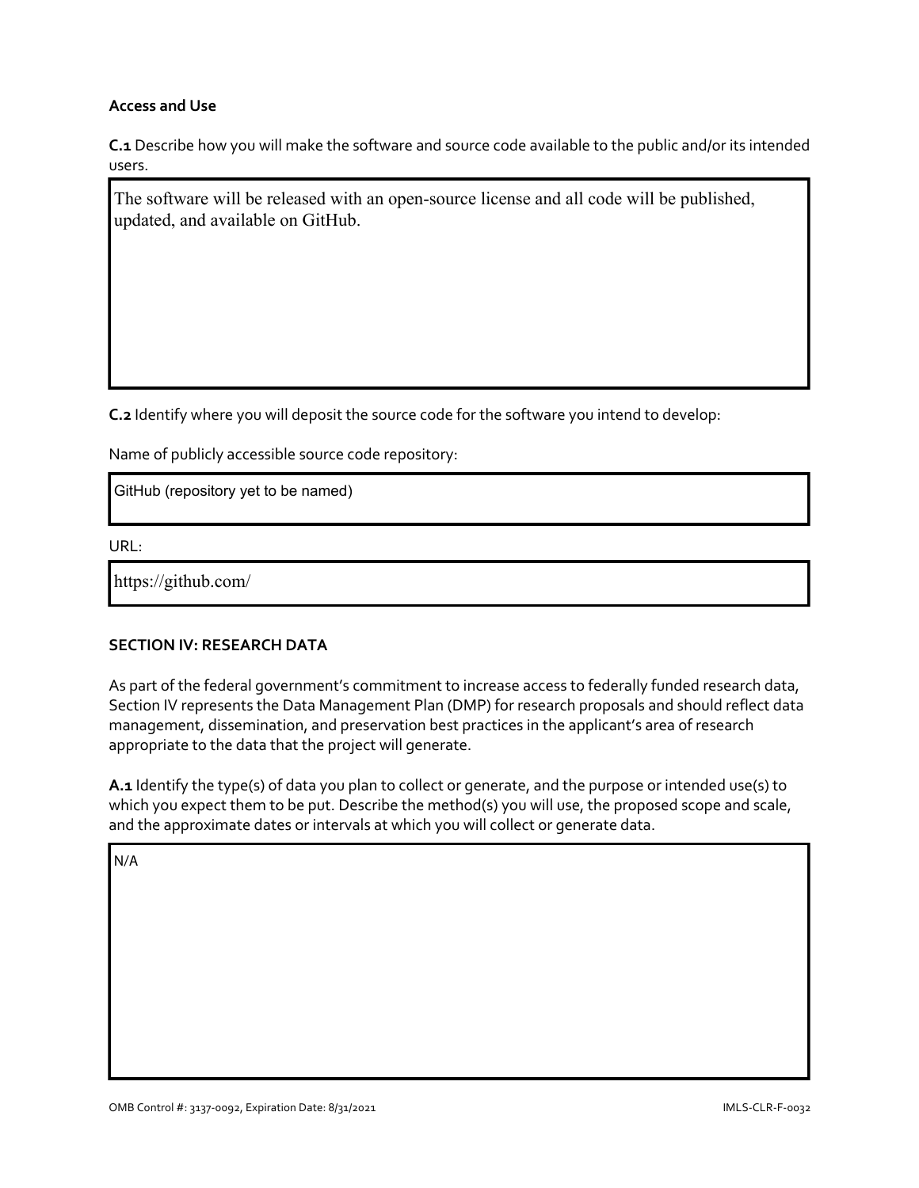**Access and Use**

**C.1** Describe how you will make the software and source code available to the public and/or its intended users.

The software will be released with an open-source license and all code will be published, updated, and available on GitHub.

**C.2** Identify where you will deposit the source code for the software you intend to develop:

Name of publicly accessible source code repository:

GitHub (repository yet to be named)

URL:

https://github.com/

**SECTION IV: RESEARCH DATA**

As part of the federal government's commitment to increase access to federally funded research data, Section IV represents the Data Management Plan (DMP) for research proposals and should reflect data management, dissemination, and preservation best practices in the applicant's area of research appropriate to the data that the project will generate.

**A.1** Identify the type(s) of data you plan to collect or generate, and the purpose or intended use(s) to which you expect them to be put. Describe the method(s) you will use, the proposed scope and scale, and the approximate dates or intervals at which you will collect or generate data.

N/A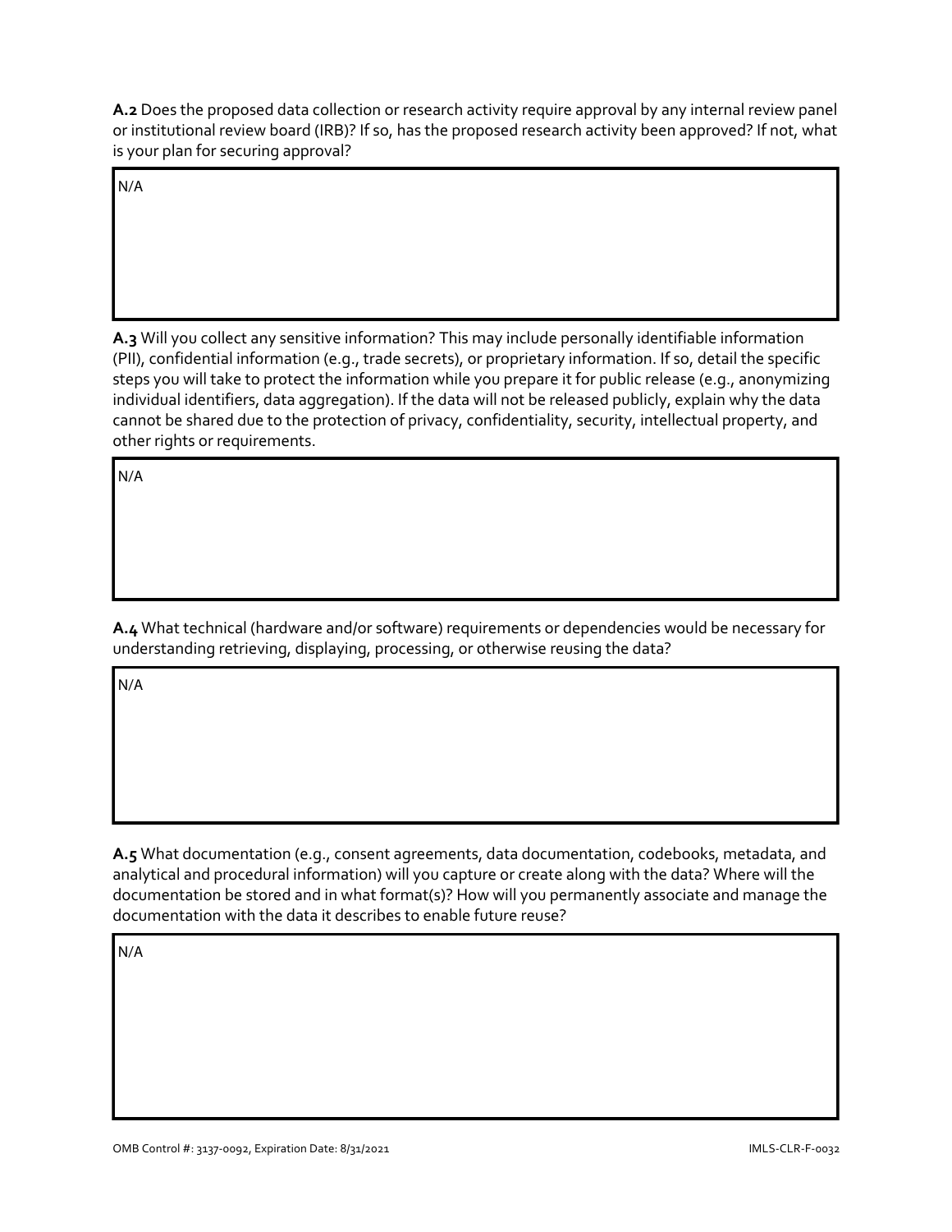**A.2** Does the proposed data collection or research activity require approval by any internal review panel or institutional review board (IRB)? If so, has the proposed research activity been approved? If not, what is your plan for securing approval?

N/A

**A.3** Will you collect any sensitive information? This may include personally identifiable information (PII), confidential information (e.g., trade secrets), or proprietary information. If so, detail the specific steps you will take to protect the information while you prepare it for public release (e.g., anonymizing individual identifiers, data aggregation). If the data will not be released publicly, explain why the data cannot be shared due to the protection of privacy, confidentiality, security, intellectual property, and other rights or requirements.

N/A

**A.4** What technical (hardware and/or software) requirements or dependencies would be necessary for understanding retrieving, displaying, processing, or otherwise reusing the data?

N/A

**A.5** What documentation (e.g., consent agreements, data documentation, codebooks, metadata, and analytical and procedural information) will you capture or create along with the data? Where will the documentation be stored and in what format(s)? How will you permanently associate and manage the documentation with the data it describes to enable future reuse?

N/A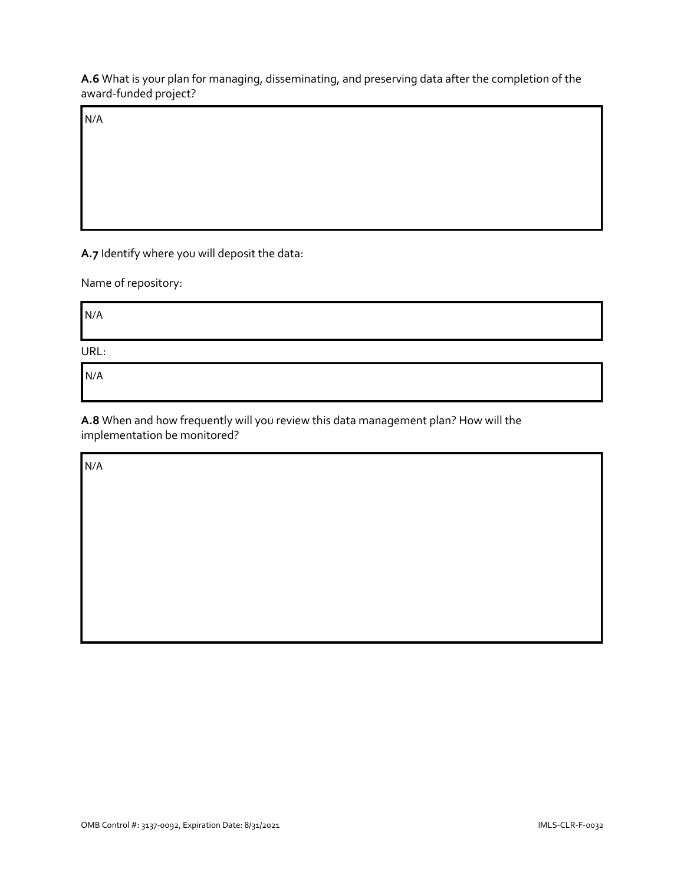**A.6** What is your plan for managing, disseminating, and preserving data after the completion of the award-funded project?

N/A

**A.7** Identify where you will deposit the data:

Name of repository:

N/A

URL:

N/A

**A.8** When and how frequently will you review this data management plan? How will the implementation be monitored?

N/A